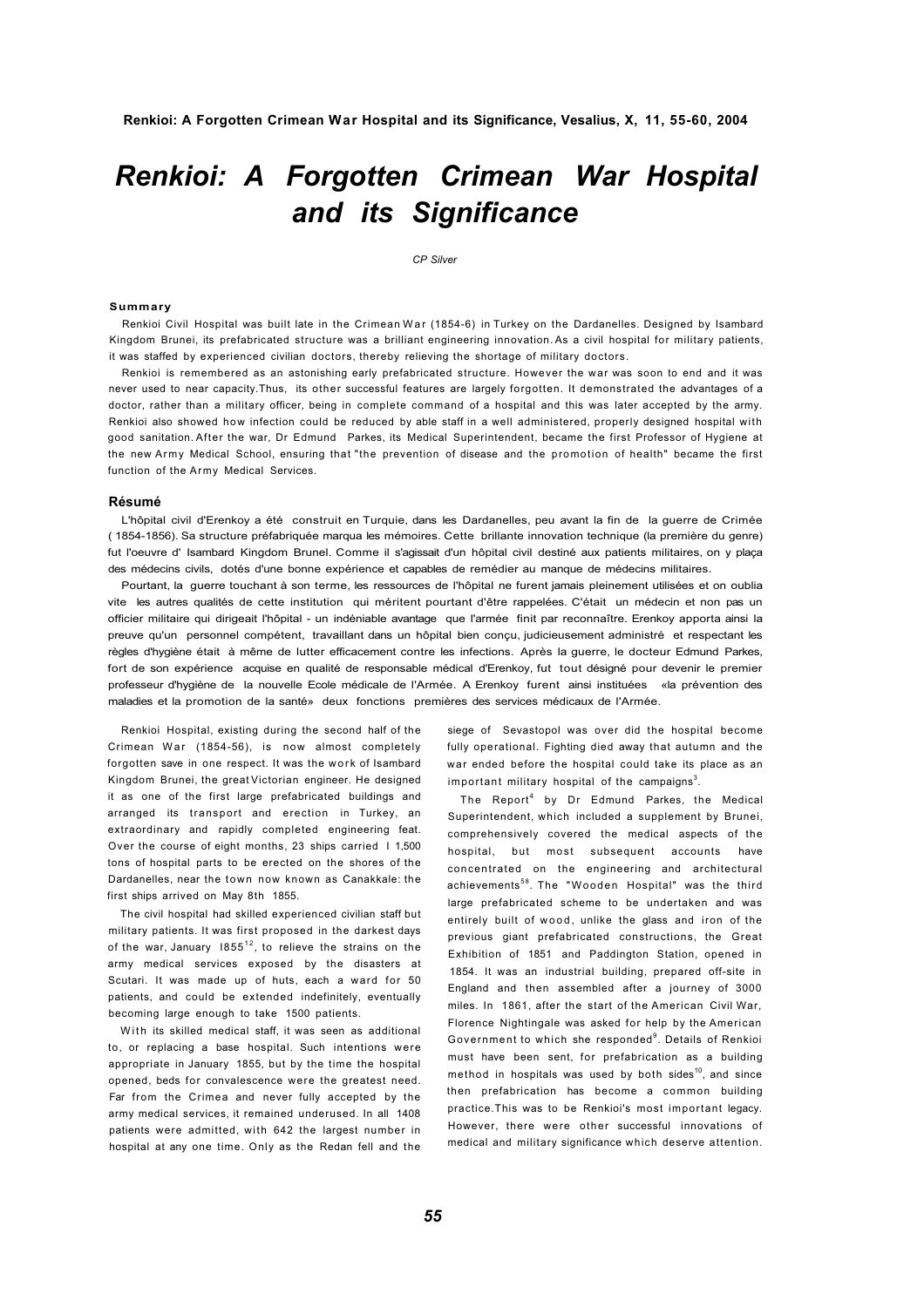# Renkioi: A Forgotten Crimean War Hospital and its Significance

*CP Silver*

### Summary

Renkioi Civil Hospital was built late in the Crimean War (1854-6) in Turkey on the Dardanelles. Designed by Isambard Kingdom Brunei, its prefabricated structure was a brilliant engineering innovation. As a civil hospital for military patients, it was staffed by experienced civilian doctors, thereby relieving the shortage of military doctors.

Renkioi is remembered as an astonishing early prefabricated structure. However the war was soon to end and it was never used to near capacity. Thus, its other successful features are largely forgotten. It demonstrated the advantages of a doctor, rather than a military officer, being in complete command of a hospital and this was later accepted by the army. Renkioi also showed how infection could be reduced by able staff in a well administered, properly designed hospital with good sanitation. After the war, Dr Edmund Parkes, its Medical Superintendent, became the first Professor of Hygiene at the new Army Medical School, ensuring that "the prevention of disease and the promotion of health" became the first function of the Army Medical Services.

### Résumé

L'hôpital civil d'Erenkoy a été construit en Turquie, dans les Dardanelles, peu avant la fin de la guerre de Crimée ( 1854-1856). Sa structure préfabriquée marqua les mémoires. Cette brillante innovation technique (la première du genre) fut l'oeuvre d' Isambard Kingdom Brunel. Comme il s'agissait d'un hôpital civil destiné aux patients militaires, on y plaça des médecins civils, dotés d'une bonne expérience et capables de remédier au manque de médecins militaires.

Pourtant, la guerre touchant à son terme, les ressources de l'hôpital ne furent jamais pleinement utilisées et on oublia vite les autres qualités de cette institution qui méritent pourtant d'être rappelées. C'était un médecin et non pas un officier militaire qui dirigeait l'hôpital - un indéniable avantage que l'armée finit par reconnaître. Erenkoy apporta ainsi la preuve qu'un personnel compétent, travaillant dans un hôpital bien conçu, judicieusement administré et respectant les règles d'hygiène était à même de lutter efficacement contre les infections. Après la guerre, le docteur Edmund Parkes, fort de son expérience acquise en qualité de responsable médical d'Erenkoy, fut tout désigné pour devenir le premier professeur d'hygiène de la nouvelle Ecole médicale de l'Armée. A Erenkoy furent ainsi instituées «la prévention des maladies et la promotion de la santé» deux fonctions premières des services médicaux de l'Armée.

Renkioi Hospital, existing during the second half of the Crimean War (1854-56), is now almost completely forgotten save in one respect. It was the work of Isambard Kingdom Brunei, the great Victorian engineer. He designed it as one of the first large prefabricated buildings and arranged its transport and erection in Turkey, an extraordinary and rapidly completed engineering feat. Over the course of eight months, 23 ships carried I 1,500 tons of hospital parts to be erected on the shores of the Dardanelles, near the town now known as Canakkale: the first ships arrived on May 8th 1855.

The civil hospital had skilled experienced civilian staff but military patients. It was first proposed in the darkest days of the war, January I855[12], to relieve the strains on the army medical services exposed by the disasters at Scutari. It was made up of huts, each a ward for 50 patients, and could be extended indefinitely, eventually becoming large enough to take 1500 patients.

With its skilled medical staff, it was seen as additional to, or replacing a base hospital. Such intentions were appropriate in January 1855, but by the time the hospital opened, beds for convalescence were the greatest need. Far from the Crimea and never fully accepted by the army medical services, it remained underused. In all 1408 patients were admitted, with 642 the largest number in hospital at any one time. Only as the Redan fell and the siege of Sevastopol was over did the hospital become fully operational. Fighting died away that autumn and the war ended before the hospital could take its place as an important military hospital of the campaigns[3].

The Report[4] by Dr Edmund Parkes, the Medical Superintendent, which included a supplement by Brunei, comprehensively covered the medical aspects of the hospital, but most subsequent accounts have concentrated on the engineering and architectural achievements[58]. The "Wooden Hospital" was the third large prefabricated scheme to be undertaken and was entirely built of wood, unlike the glass and iron of the previous giant prefabricated constructions, the Great Exhibition of 1851 and Paddington Station, opened in 1854. It was an industrial building, prepared off-site in England and then assembled after a journey of 3000 miles. In 1861, after the start of the American Civil War, Florence Nightingale was asked for help by the American Government to which she responded[9]. Details of Renkioi must have been sent, for prefabrication as a building method in hospitals was used by both sides[10], and since then prefabrication has become a common building practice. This was to be Renkioi's most important legacy. However, there were other successful innovations of medical and military significance which deserve attention.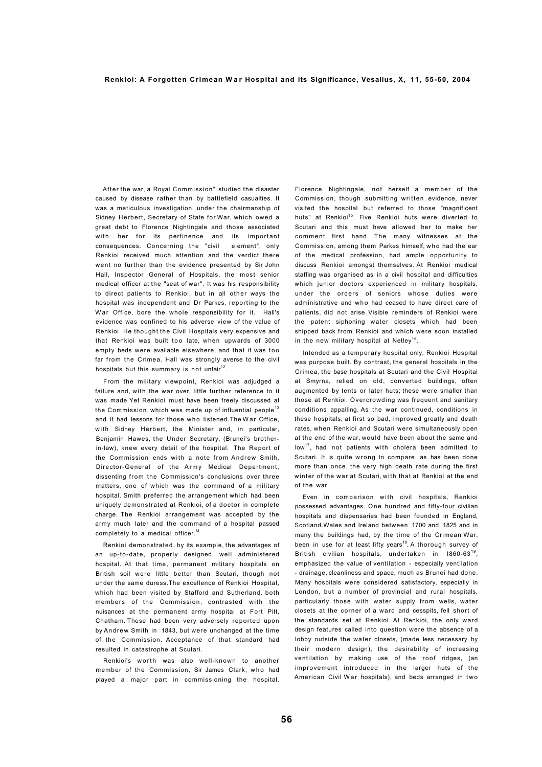After the war, a Royal Commission" studied the disaster caused by disease rather than by battlefield casualties. It was a meticulous investigation, under the chairmanship of Sidney Herbert, Secretary of State for War, which owed a great debt to Florence Nightingale and those associated with her for its pertinence and its important consequences. Concerning the "civil element", only Renkioi received much attention and the verdict there went no further than the evidence presented by Sir John Hall, Inspector General of Hospitals, the most senior medical officer at the "seat of war". It was his responsibility to direct patients to Renkioi, but in all other ways the hospital was independent and Dr Parkes, reporting to the War Office, bore the whole responsibility for it. Hall's evidence was confined to his adverse view of the value of Renkioi. He thought the Civil Hospitals very expensive and that Renkioi was built too late, when upwards of 3000 empty beds were available elsewhere, and that it was too far from the Crimea. Hall was strongly averse to the civil hospitals but this summary is not unfair[12].

From the military viewpoint, Renkioi was adjudged a failure and, with the war over, little further reference to it was made. Yet Renkioi must have been freely discussed at the Commission, which was made up of influential people[13] and it had lessons for those who listened. The War Office, with Sidney Herbert, the Minister and, in particular, Benjamin Hawes, the Under Secretary, (Brunei's brother-in-law), knew every detail of the hospital. The Report of the Commission ends with a note from Andrew Smith, Director-General of the Army Medical Department, dissenting from the Commission's conclusions over three matters, one of which was the command of a military hospital. Smith preferred the arrangement which had been uniquely demonstrated at Renkioi, of a doctor in complete charge. The Renkioi arrangement was accepted by the army much later and the command of a hospital passed completely to a medical officer.[M]

Renkioi demonstrated, by its example, the advantages of an up-to-date, properly designed, well administered hospital. At that time, permanent military hospitals on British soil were little better than Scutari, though not under the same duress. The excellence of Renkioi Hospital, which had been visited by Stafford and Sutherland, both members of the Commission, contrasted with the nuisances at the permanent army hospital at Fort Pitt, Chatham. These had been very adversely reported upon by Andrew Smith in 1843, but were unchanged at the time of the Commission. Acceptance of that standard had resulted in catastrophe at Scutari.

Renkioi's worth was also well-known to another member of the Commission, Sir James Clark, who had played a major part in commissioning the hospital. Florence Nightingale, not herself a member of the Commission, though submitting written evidence, never visited the hospital but referred to those "magnificent huts" at Renkioi[15]. Five Renkioi huts were diverted to Scutari and this must have allowed her to make her comment first hand. The many witnesses at the Commission, among them Parkes himself, who had the ear of the medical profession, had ample opportunity to discuss Renkioi amongst themselves. At Renkioi medical staffing was organised as in a civil hospital and difficulties which junior doctors experienced in military hospitals, under the orders of seniors whose duties were administrative and who had ceased to have direct care of patients, did not arise. Visible reminders of Renkioi were the patent siphoning water closets which had been shipped back from Renkioi and which were soon installed in the new military hospital at Netley[16].

Intended as a temporary hospital only, Renkioi Hospital was purpose built. By contrast, the general hospitals in the Crimea, the base hospitals at Scutari and the Civil Hospital at Smyrna, relied on old, converted buildings, often augmented by tents or later huts; these were smaller than those at Renkioi. Overcrowding was frequent and sanitary conditions appalling. As the war continued, conditions in these hospitals, at first so bad, improved greatly and death rates, when Renkioi and Scutari were simultaneously open at the end of the war, would have been about the same and low[17], had not patients with cholera been admitted to Scutari. It is quite wrong to compare, as has been done more than once, the very high death rate during the first winter of the war at Scutari, with that at Renkioi at the end of the war.

Even in comparison with civil hospitals, Renkioi possessed advantages. One hundred and fifty-four civilian hospitals and dispensaries had been founded in England, Scotland. Wales and Ireland between 1700 and 1825 and in many the buildings had, by the time of the Crimean War, been in use for at least fifty years[18]. A thorough survey of British civilian hospitals, undertaken in 1860-63[19], emphasized the value of ventilation - especially ventilation - drainage, cleanliness and space, much as Brunei had done. Many hospitals were considered satisfactory, especially in London, but a number of provincial and rural hospitals, particularly those with water supply from wells, water closets at the corner of a ward and cesspits, fell short of the standards set at Renkioi. At Renkioi, the only ward design features called into question were the absence of a lobby outside the water closets, (made less necessary by their modern design), the desirability of increasing ventilation by making use of the roof ridges, (an improvement introduced in the larger huts of the American Civil War hospitals), and beds arranged in two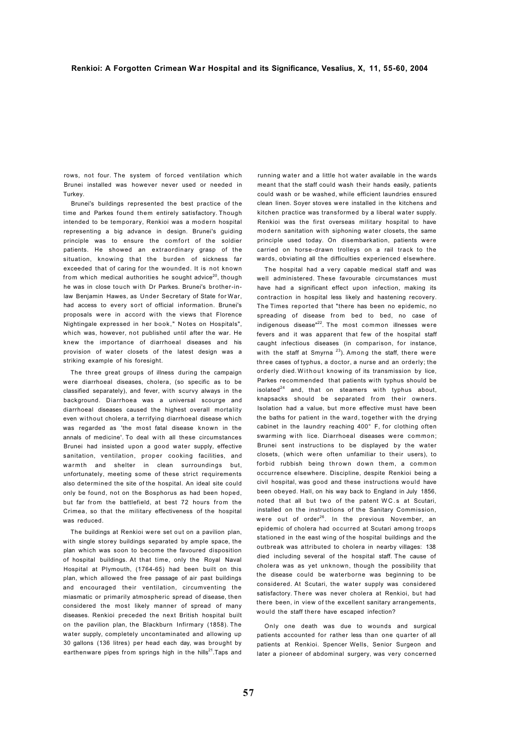rows, not four. The system of forced ventilation which Brunei installed was however never used or needed in Turkey.

Brunei's buildings represented the best practice of the time and Parkes found them entirely satisfactory. Though intended to be temporary, Renkioi was a modern hospital representing a big advance in design. Brunei's guiding principle was to ensure the comfort of the soldier patients. He showed an extraordinary grasp of the situation, knowing that the burden of sickness far exceeded that of caring for the wounded. It is not known from which medical authorities he sought advice[20], though he was in close touch with Dr Parkes. Brunei's brother-in-law Benjamin Hawes, as Under Secretary of State for War, had access to every sort of official information. Brunei's proposals were in accord with the views that Florence Nightingale expressed in her book," Notes on Hospitals", which was, however, not published until after the war. He knew the importance of diarrhoeal diseases and his provision of water closets of the latest design was a striking example of his foresight.

The three great groups of illness during the campaign were diarrhoeal diseases, cholera, (so specific as to be classified separately), and fever, with scurvy always in the background. Diarrhoea was a universal scourge and diarrhoeal diseases caused the highest overall mortality even without cholera, a terrifying diarrhoeal disease which was regarded as 'the most fatal disease known in the annals of medicine'. To deal with all these circumstances Brunei had insisted upon a good water supply, effective sanitation, ventilation, proper cooking facilities, and warmth and shelter in clean surroundings but, unfortunately, meeting some of these strict requirements also determined the site of the hospital. An ideal site could only be found, not on the Bosphorus as had been hoped, but far from the battlefield, at best 72 hours from the Crimea, so that the military effectiveness of the hospital was reduced.

The buildings at Renkioi were set out on a pavilion plan, with single storey buildings separated by ample space, the plan which was soon to become the favoured disposition of hospital buildings. At that time, only the Royal Naval Hospital at Plymouth, (1764-65) had been built on this plan, which allowed the free passage of air past buildings and encouraged their ventilation, circumventing the miasmatic or primarily atmospheric spread of disease, then considered the most likely manner of spread of many diseases. Renkioi preceded the next British hospital built on the pavilion plan, the Blackburn Infirmary (1858). The water supply, completely uncontaminated and allowing up 30 gallons (136 litres) per head each day, was brought by earthenware pipes from springs high in the hills[21].Taps and running water and a little hot water available in the wards meant that the staff could wash their hands easily, patients could wash or be washed, while efficient laundries ensured clean linen. Soyer stoves were installed in the kitchens and kitchen practice was transformed by a liberal water supply. Renkioi was the first overseas military hospital to have modern sanitation with siphoning water closets, the same principle used today. On disembarkation, patients were carried on horse-drawn trolleys on a rail track to the wards, obviating all the difficulties experienced elsewhere.

The hospital had a very capable medical staff and was well administered. These favourable circumstances must have had a significant effect upon infection, making its contraction in hospital less likely and hastening recovery. The Times reported that "there has been no epidemic, no spreading of disease from bed to bed, no case of indigenous disease"[22]. The most common illnesses were fevers and it was apparent that few of the hospital staff caught infectious diseases (in comparison, for instance, with the staff at Smyrna [23]). Among the staff, there were three cases of typhus, a doctor, a nurse and an orderly; the orderly died. Without knowing of its transmission by lice, Parkes recommended that patients with typhus should be isolated[24] and, that on steamers with typhus about, knapsacks should be separated from their owners. Isolation had a value, but more effective must have been the baths for patient in the ward, together with the drying cabinet in the laundry reaching 400° F, for clothing often swarming with lice. Diarrhoeal diseases were common; Brunei sent instructions to be displayed by the water closets, (which were often unfamiliar to their users), to forbid rubbish being thrown down them, a common occurrence elsewhere. Discipline, despite Renkioi being a civil hospital, was good and these instructions would have been obeyed. Hall, on his way back to England in July 1856, noted that all but two of the patent WC.s at Scutari, installed on the instructions of the Sanitary Commission, were out of order[26]. In the previous November, an epidemic of cholera had occurred at Scutari among troops stationed in the east wing of the hospital buildings and the outbreak was attributed to cholera in nearby villages: 138 died including several of the hospital staff. The cause of cholera was as yet unknown, though the possibility that the disease could be waterborne was beginning to be considered. At Scutari, the water supply was considered satisfactory. There was never cholera at Renkioi, but had there been, in view of the excellent sanitary arrangements, would the staff there have escaped infection?

Only one death was due to wounds and surgical patients accounted for rather less than one quarter of all patients at Renkioi. Spencer Wells, Senior Surgeon and later a pioneer of abdominal surgery, was very concerned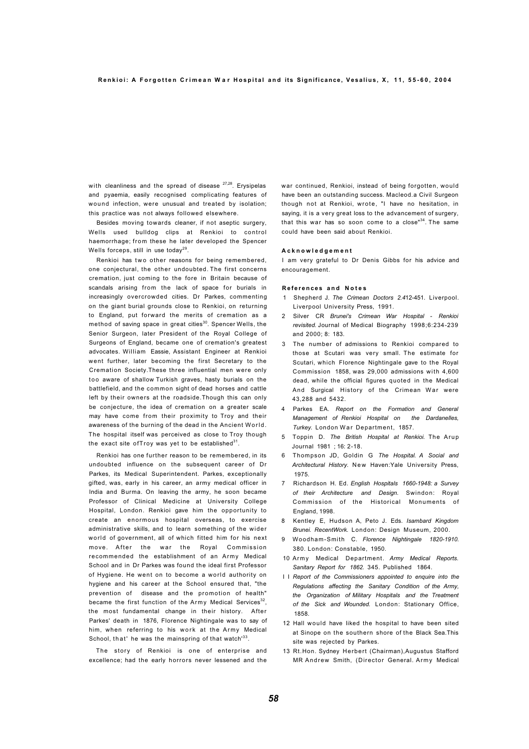with cleanliness and the spread of disease [27,28]. Erysipelas and pyaemia, easily recognised complicating features of wound infection, were unusual and treated by isolation; this practice was not always followed elsewhere.

Besides moving towards cleaner, if not aseptic surgery, Wells used bulldog clips at Renkioi to control haemorrhage; from these he later developed the Spencer Wells forceps, still in use today[29].

Renkioi has two other reasons for being remembered, one conjectural, the other undoubted. The first concerns cremation, just coming to the fore in Britain because of scandals arising from the lack of space for burials in increasingly overcrowded cities. Dr Parkes, commenting on the giant burial grounds close to Renkioi, on returning to England, put forward the merits of cremation as a method of saving space in great cities[30]. Spencer Wells, the Senior Surgeon, later President of the Royal College of Surgeons of England, became one of cremation's greatest advocates. William Eassie, Assistant Engineer at Renkioi went further, later becoming the first Secretary to the Cremation Society.These three influential men were only too aware of shallow Turkish graves, hasty burials on the battlefield, and the common sight of dead horses and cattle left by their owners at the roadside.Though this can only be conjecture, the idea of cremation on a greater scale may have come from their proximity to Troy and their awareness of the burning of the dead in the Ancient World. The hospital itself was perceived as close to Troy though the exact site ofTroy was yet to be established[31].

Renkioi has one further reason to be remembered, in its undoubted influence on the subsequent career of Dr Parkes, its Medical Superintendent. Parkes, exceptionally gifted, was, early in his career, an army medical officer in India and Burma. On leaving the army, he soon became Professor of Clinical Medicine at University College Hospital, London. Renkioi gave him the opportunity to create an enormous hospital overseas, to exercise administrative skills, and to learn something of the wider world of government, all of which fitted him for his next move. After the war the Royal Commission recommended the establishment of an Army Medical School and in Dr Parkes was found the ideal first Professor of Hygiene. He went on to become a world authority on hygiene and his career at the School ensured that, "the prevention of disease and the promotion of health" became the first function of the Army Medical Services[32], the most fundamental change in their history. After Parkes' death in 1876, Florence Nightingale was to say of him, when referring to his work at the Army Medical School, that' he was the mainspring of that watch'[33].

The story of Renkioi is one of enterprise and excellence; had the early horrors never lessened and the war continued, Renkioi, instead of being forgotten, would have been an outstanding success. Macleod.a Civil Surgeon though not at Renkioi, wrote, "I have no hesitation, in saying, it is a very great loss to the advancement of surgery, that this war has so soon come to a close"[34]. The same could have been said about Renkioi.

#### Acknowledgement

I am very grateful to Dr Denis Gibbs for his advice and encouragement.

#### References and Notes

1. Shepherd J. *The Crimean Doctors 2.4*12-451. Liverpool. Liverpool University Press, 1991.
2. Silver CR *Brunei's Crimean War Hospital - Renkioi revisited.* Journal of Medical Biography 1998;6:234-239 and 2000; 8: 183.
3. The number of admissions to Renkioi compared to those at Scutari was very small. The estimate for Scutari, which Florence Nightingale gave to the Royal Commission 1858, was 29,000 admissions with 4,600 dead, while the official figures quoted in the Medical And Surgical History of the Crimean War were 43,288 and 5432.
4. Parkes EA. *Report on the Formation and General Management of Renkioi Hospital on the Dardanelles, Turkey.* London War Department, 1857.
5. Toppin D. *The British Hospital at Renkioi.* The Arup Journal 1981 ; 16: 2-18.
6. Thompson JD, Goldin G *The Hospital. A Social and Architectural History.* New Haven:Yale University Press, 1975.
7. Richardson H. Ed. *English Hospitals 1660-1948: a Survey of their Architecture and Design.* Swindon: Royal Commission of the Historical Monuments of England, 1998.
8. Kentley E, Hudson A, Peto J. Eds. *Isambard Kingdom Brunei. RecentWork.* London: Design Museum, 2000.
9. Woodham-Smith C. *Florence Nightingale 1820-1910.* 380. London: Constable, 1950.
10. Army Medical Department. *Army Medical Reports. Sanitary Report for 1862.* 345. Published 1864.
11. *Report of the Commissioners appointed to enquire into the Regulations affecting the Sanitary Condition of the Army, the Organization of Military Hospitals and the Treatment of the Sick and Wounded.* London: Stationary Office, 1858.
12. Hall would have liked the hospital to have been sited at Sinope on the southern shore of the Black Sea.This site was rejected by Parkes.
13. Rt.Hon. Sydney Herbert (Chairman),Augustus Stafford MR Andrew Smith, (Director General. Army Medical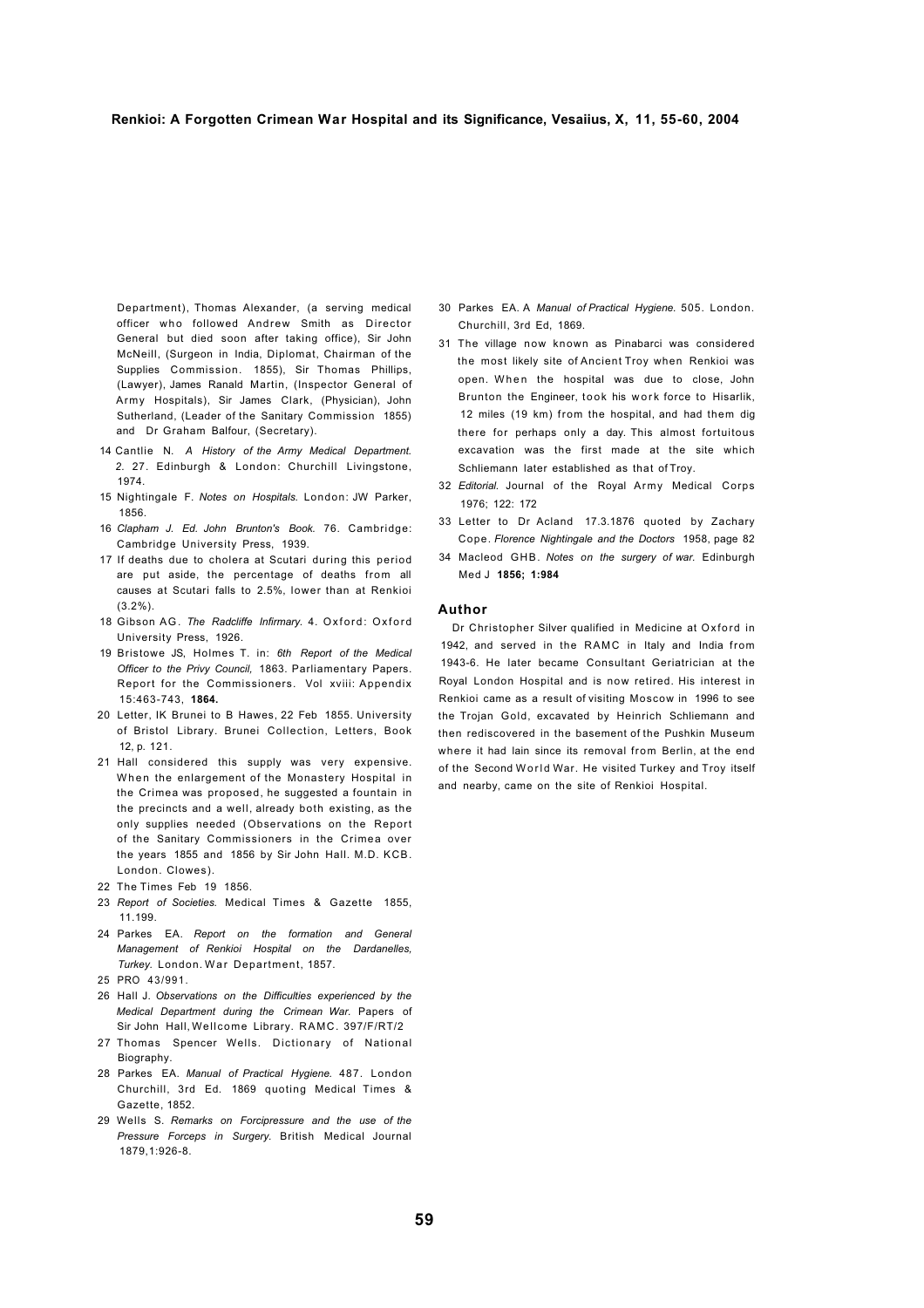Department), Thomas Alexander, (a serving medical officer who followed Andrew Smith as Director General but died soon after taking office), Sir John McNeill, (Surgeon in India, Diplomat, Chairman of the Supplies Commission. 1855), Sir Thomas Phillips, (Lawyer), James Ranald Martin, (Inspector General of Army Hospitals), Sir James Clark, (Physician), John Sutherland, (Leader of the Sanitary Commission 1855) and Dr Graham Balfour, (Secretary).

14 Cantlie N. *A History of the Army Medical Department. 2.* 27. Edinburgh & London: Churchill Livingstone, 1974.

15 Nightingale F. *Notes on Hospitals.* London: JW Parker, 1856.

16 *Clapham J. Ed. John Brunton's Book.* 76. Cambridge: Cambridge University Press, 1939.

17 If deaths due to cholera at Scutari during this period are put aside, the percentage of deaths from all causes at Scutari falls to 2.5%, lower than at Renkioi (3.2%).

18 Gibson AG. *The Radcliffe Infirmary.* 4. Oxford: Oxford University Press, 1926.

19 Bristowe JS, Holmes T. in: *6th Report of the Medical Officer to the Privy Council,* 1863. Parliamentary Papers. Report for the Commissioners. Vol xviii: Appendix 15:463-743, **1864.**

20 Letter, IK Brunei to B Hawes, 22 Feb 1855. University of Bristol Library. Brunei Collection, Letters, Book 12, p. 121.

21 Hall considered this supply was very expensive. When the enlargement of the Monastery Hospital in the Crimea was proposed, he suggested a fountain in the precincts and a well, already both existing, as the only supplies needed (Observations on the Report of the Sanitary Commissioners in the Crimea over the years 1855 and 1856 by Sir John Hall. M.D. KCB. London. Clowes).

22 The Times Feb 19 1856.

23 *Report of Societies.* Medical Times & Gazette 1855, 11.199.

24 Parkes EA. *Report on the formation and General Management of Renkioi Hospital on the Dardanelles, Turkey.* London. War Department, 1857.

25 PRO 43/991.

26 Hall J. *Observations on the Difficulties experienced by the Medical Department during the Crimean War.* Papers of Sir John Hall, Wellcome Library. RAMC. 397/F/RT/2

27 Thomas Spencer Wells. Dictionary of National Biography.

28 Parkes EA. *Manual of Practical Hygiene.* 487. London Churchill, 3rd Ed. 1869 quoting Medical Times & Gazette, 1852.

29 Wells S. *Remarks on Forcipressure and the use of the Pressure Forceps in Surgery.* British Medical Journal 1879,1:926-8.

30 Parkes EA. A *Manual of Practical Hygiene.* 505. London. Churchill, 3rd Ed, 1869.

31 The village now known as Pinabarci was considered the most likely site of Ancient Troy when Renkioi was open. When the hospital was due to close, John Brunton the Engineer, took his work force to Hisarlik, 12 miles (19 km) from the hospital, and had them dig there for perhaps only a day. This almost fortuitous excavation was the first made at the site which Schliemann later established as that of Troy.

32 *Editorial.* Journal of the Royal Army Medical Corps 1976; 122: 172

33 Letter to Dr Acland 17.3.1876 quoted by Zachary Cope. *Florence Nightingale and the Doctors* 1958, page 82

34 Macleod GHB. *Notes on the surgery of war.* Edinburgh Med J **1856; 1:984**

## Author

Dr Christopher Silver qualified in Medicine at Oxford in 1942, and served in the RAMC in Italy and India from 1943-6. He later became Consultant Geriatrician at the Royal London Hospital and is now retired. His interest in Renkioi came as a result of visiting Moscow in 1996 to see the Trojan Gold, excavated by Heinrich Schliemann and then rediscovered in the basement of the Pushkin Museum where it had lain since its removal from Berlin, at the end of the Second World War. He visited Turkey and Troy itself and nearby, came on the site of Renkioi Hospital.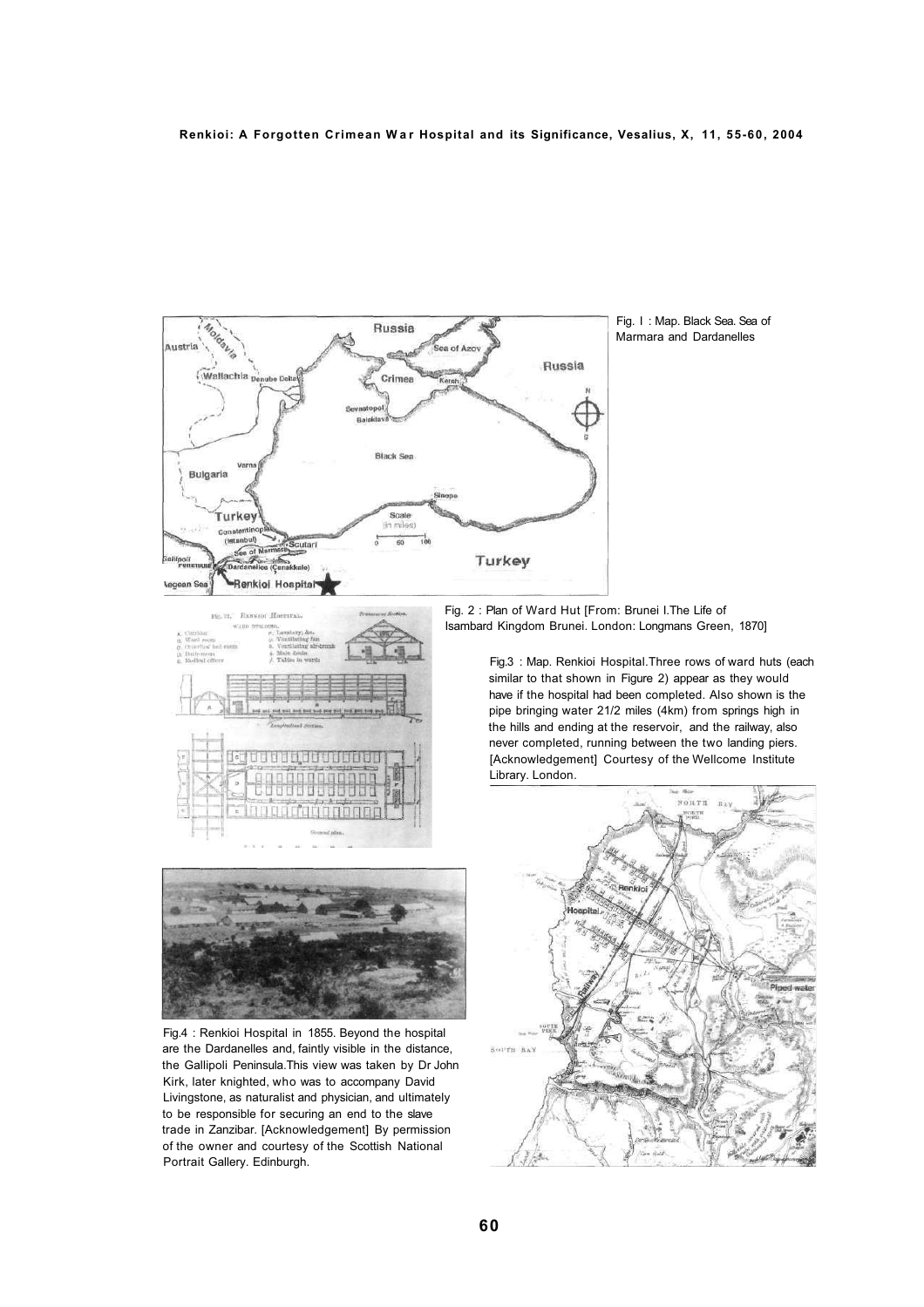Fig. I : Map. Black Sea. Sea of Marmara and Dardanelles

Fig. 2 : Plan of Ward Hut [From: Brunei I.The Life of Isambard Kingdom Brunei. London: Longmans Green, 1870]

Fig.3 : Map. Renkioi Hospital.Three rows of ward huts (each similar to that shown in Figure 2) appear as they would have if the hospital had been completed. Also shown is the pipe bringing water 21/2 miles (4km) from springs high in the hills and ending at the reservoir, and the railway, also never completed, running between the two landing piers. [Acknowledgement] Courtesy of the Wellcome Institute Library. London.

Fig.4 : Renkioi Hospital in 1855. Beyond the hospital are the Dardanelles and, faintly visible in the distance, the Gallipoli Peninsula.This view was taken by Dr John Kirk, later knighted, who was to accompany David Livingstone, as naturalist and physician, and ultimately to be responsible for securing an end to the slave trade in Zanzibar. [Acknowledgement] By permission of the owner and courtesy of the Scottish National Portrait Gallery. Edinburgh.